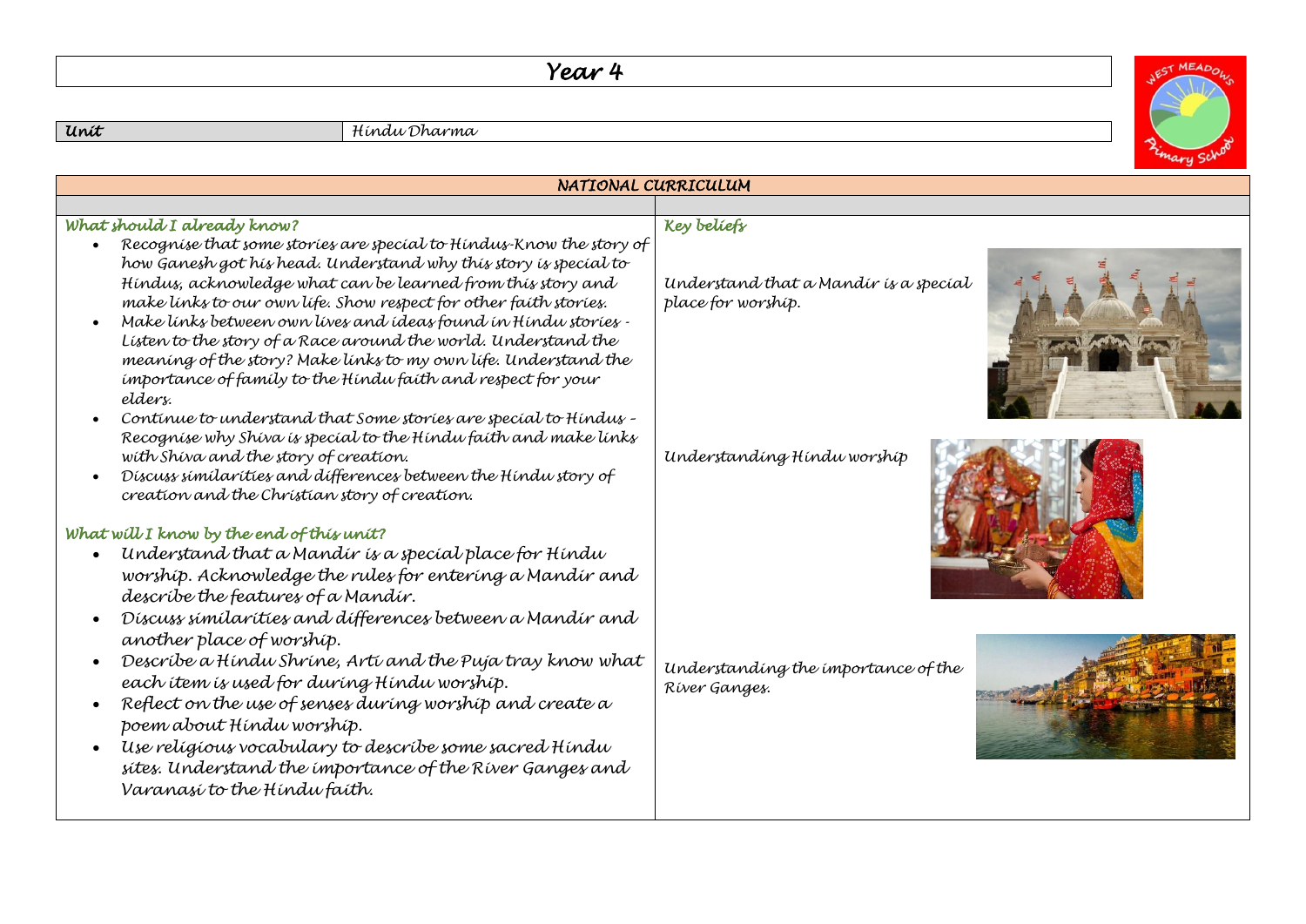# Year 4

| Unit | Hindu Dharma |
|---|---|

## NATIONAL CURRICULUM

### What should I already know?

- Recognise that some stories are special to Hindus-Know the story of how Ganesh got his head. Understand why this story is special to Hindus, acknowledge what can be learned from this story and make links to our own life. Show respect for other faith stories.
- Make links between own lives and ideas found in Hindu stories - Listen to the story of a Race around the world. Understand the meaning of the story? Make links to my own life. Understand the importance of family to the Hindu faith and respect for your elders.
- Continue to understand that Some stories are special to Hindus – Recognise why Shiva is special to the Hindu faith and make links with Shiva and the story of creation.
- Discuss similarities and differences between the Hindu story of creation and the Christian story of creation.

### What will I know by the end of this unit?

- Understand that a Mandir is a special place for Hindu worship. Acknowledge the rules for entering a Mandir and describe the features of a Mandir.
- Discuss similarities and differences between a Mandir and another place of worship.
- Describe a Hindu Shrine, Arti and the Puja tray know what each item is used for during Hindu worship.
- Reflect on the use of senses during worship and create a poem about Hindu worship.
- Use religious vocabulary to describe some sacred Hindu sites. Understand the importance of the River Ganges and Varanasi to the Hindu faith.

### Key beliefs

Understand that a Mandir is a special place for worship.

Understanding Hindu worship

Understanding the importance of the River Ganges.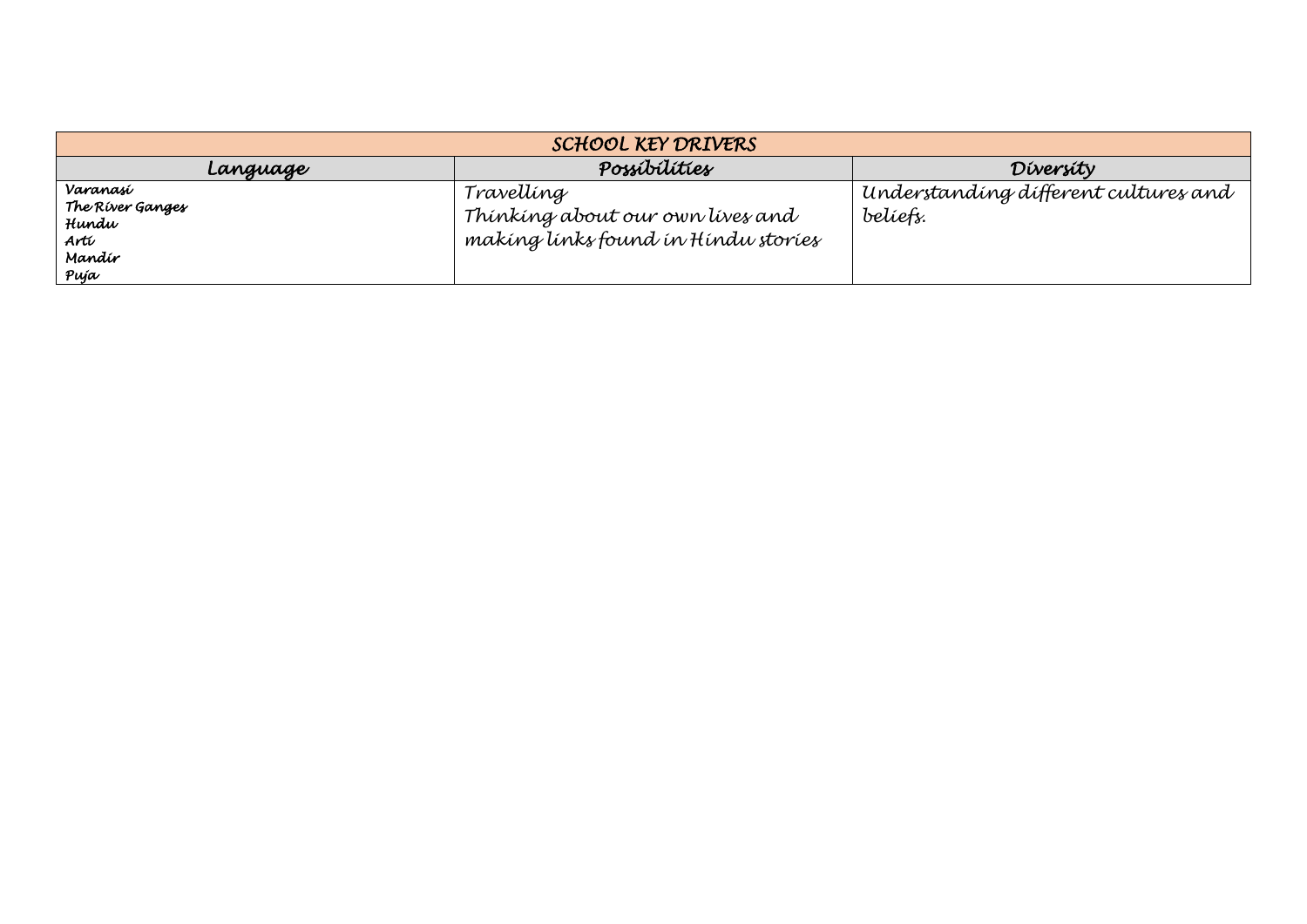| SCHOOL KEY DRIVERS | | |
|---|---|---|
| **Language** | **Possibilities** | **Diversity** |
| **Varanasi**<br>**The River Ganges**<br>**Hundu**<br>**Arti**<br>**Mandir**<br>**Puja** | Travelling<br>Thinking about our own lives and making links found in Hindu stories | Understanding different cultures and beliefs. |